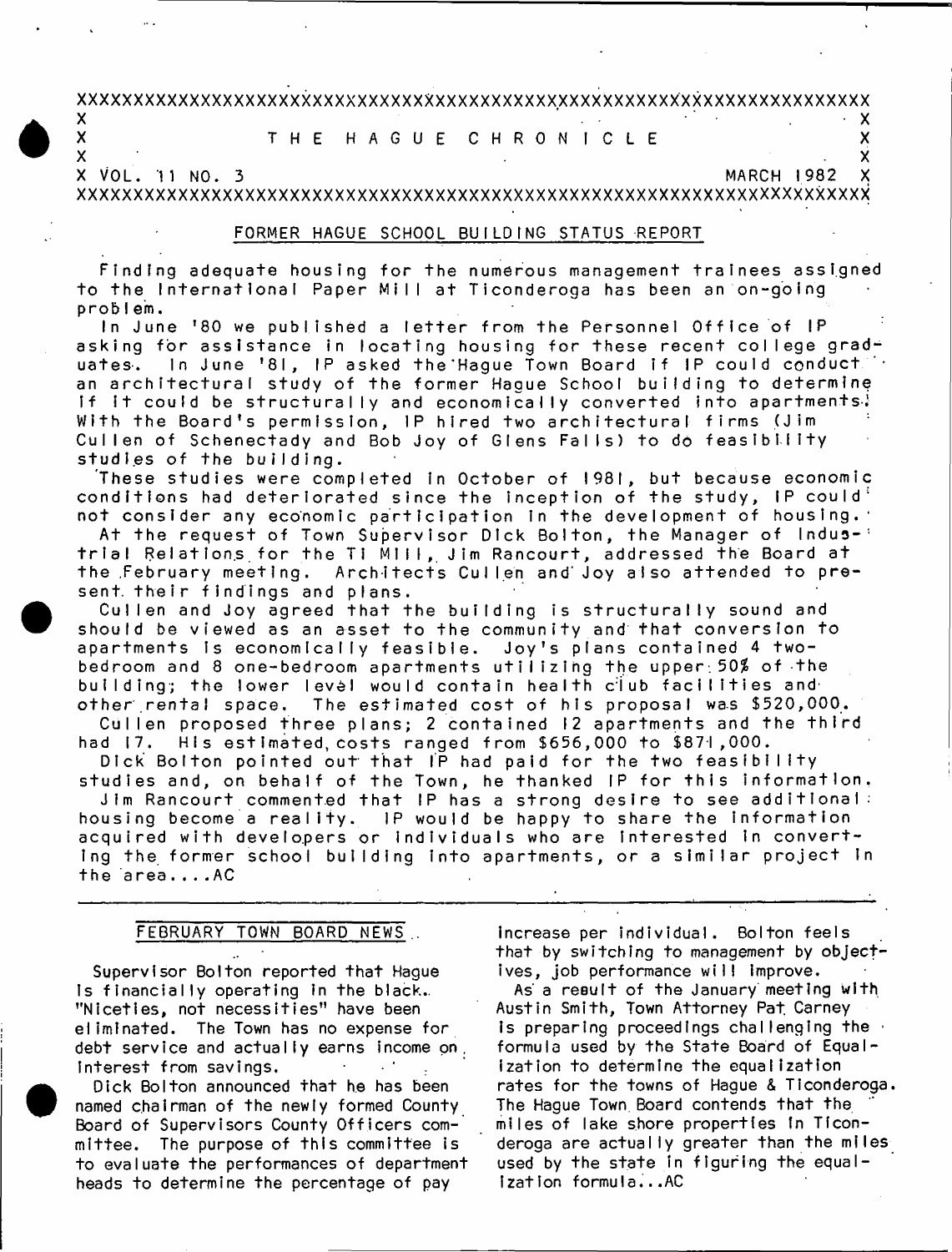# THE HAGUE CHRONICLE

VOL. 11 NO. 3 — MARCH 1982

## FORMER HAGUE SCHOOL BUILDING STATUS REPORT

Finding adequate housing for the numerous management trainees assigned to the International Paper Mill at Ticonderoga has been an on-going problem.

In June '80 we published a letter from the Personnel Office of IP asking for assistance in locating housing for these recent college graduates. In June '81, IP asked the Hague Town Board if IP could conduct an architectural study of the former Hague School building to determine if it could be structurally and economically converted into apartments. With the Board's permission, IP hired two architectural firms (Jim Cullen of Schenectady and Bob Joy of Glens Falls) to do feasibility studies of the building.

These studies were completed in October of 1981, but because economic conditions had deteriorated since the inception of the study, IP could not consider any economic participation in the development of housing.

At the request of Town Supervisor Dick Bolton, the Manager of Industrial Relations for the TI Mill, Jim Rancourt, addressed the Board at the February meeting. Architects Cullen and Joy also attended to present their findings and plans.

Cullen and Joy agreed that the building is structurally sound and should be viewed as an asset to the community and that conversion to apartments is economically feasible. Joy's plans contained 4 two-bedroom and 8 one-bedroom apartments utilizing the upper 50% of the building; the lower level would contain health club facilities and other rental space. The estimated cost of his proposal was $520,000.

Cullen proposed three plans; 2 contained 12 apartments and the third had 17. His estimated costs ranged from $656,000 to $871,000.

Dick Bolton pointed out that IP had paid for the two feasibility studies and, on behalf of the Town, he thanked IP for this information.

Jim Rancourt commented that IP has a strong desire to see additional housing become a reality. IP would be happy to share the information acquired with developers or individuals who are interested in converting the former school building into apartments, or a similar project in the area....AC

## FEBRUARY TOWN BOARD NEWS

Supervisor Bolton reported that Hague is financially operating in the black. "Niceties, not necessities" have been eliminated. The Town has no expense for debt service and actually earns income on interest from savings.

Dick Bolton announced that he has been named chairman of the newly formed County Board of Supervisors County Officers committee. The purpose of this committee is to evaluate the performances of department heads to determine the percentage of pay increase per individual. Bolton feels that by switching to management by objectives, job performance will improve.

As a result of the January meeting with Austin Smith, Town Attorney Pat Carney is preparing proceedings challenging the formula used by the State Board of Equalization to determine the equalization rates for the towns of Hague & Ticonderoga. The Hague Town Board contends that the miles of lake shore properties in Ticonderoga are actually greater than the miles used by the state in figuring the equalization formula...AC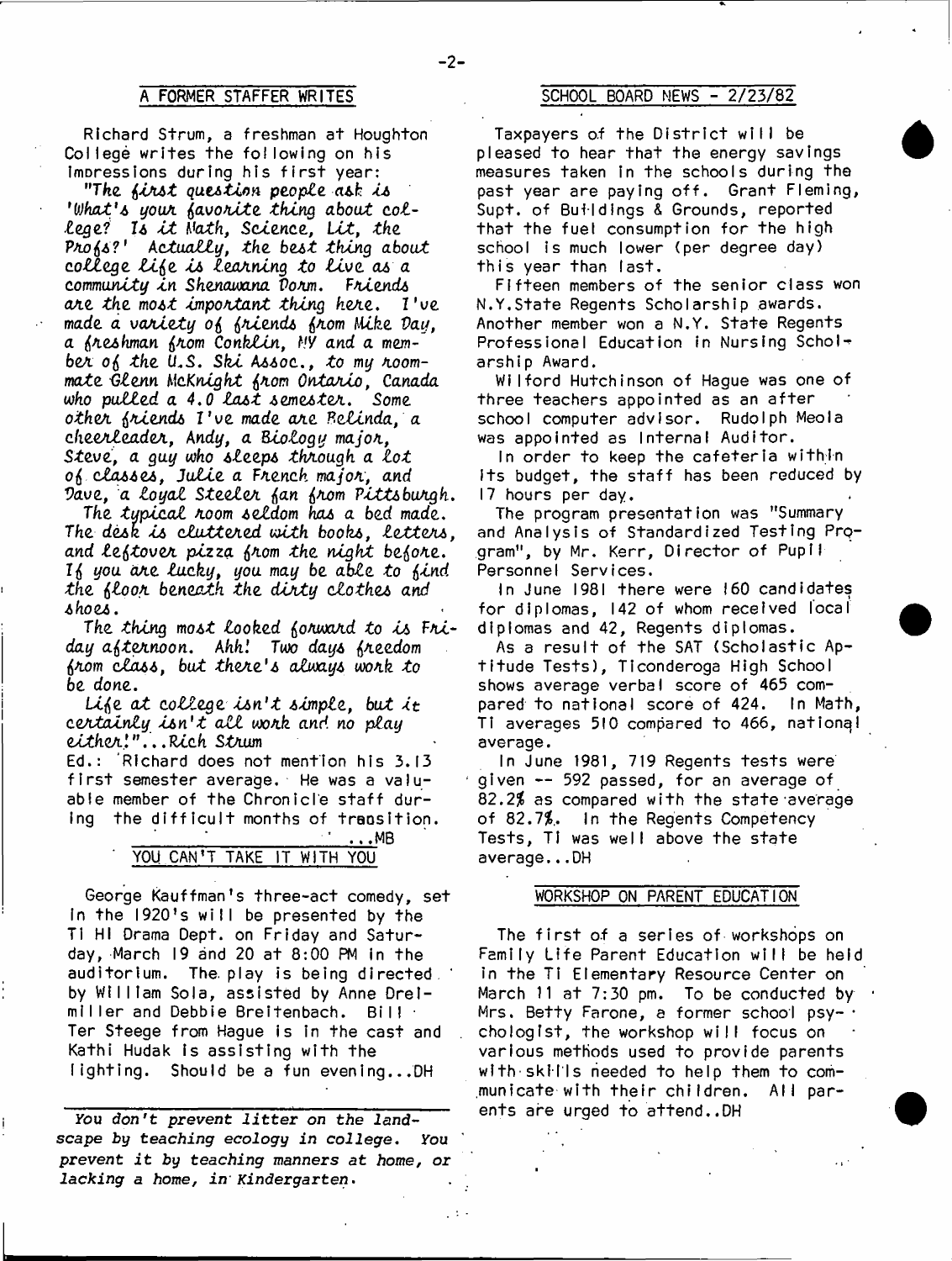## A FORMER STAFFER WRITES

Richard Strum, a freshman at Houghton College writes the following on his impressions during his first year:

*"The first question people ask is 'What's your favorite thing about college? Is it Math, Science, Lit, the Profs?' Actually, the best thing about college life is learning to live as a community in Shenawana Dorm. Friends are the most important thing here. I've made a variety of friends from Mike Day, a freshman from Conklin, NY and a member of the U.S. Ski Assoc., to my roommate Glenn McKnight from Ontario, Canada who pulled a 4.0 last semester. Some other friends I've made are Belinda, a cheerleader, Andy, a Biology major, Steve, a guy who sleeps through a lot of classes, Julie a French major, and Dave, a loyal Steeler fan from Pittsburgh.*

*The typical room seldom has a bed made. The desk is cluttered with books, letters, and leftover pizza from the night before. If you are lucky, you may be able to find the floor beneath the dirty clothes and shoes.*

*The thing most looked forward to is Friday afternoon. Ahh! Two days freedom from class, but there's always work to be done.*

*Life at college isn't simple, but it certainly isn't all work and no play either!"...Rich Strum*

Ed.: Richard does not mention his 3.13 first semester average. He was a valuable member of the Chronicle staff during the difficult months of transition. ...MB

## YOU CAN'T TAKE IT WITH YOU

George Kauffman's three-act comedy, set in the 1920's will be presented by the TI HI Drama Dept. on Friday and Saturday, March 19 and 20 at 8:00 PM in the auditorium. The play is being directed by William Sola, assisted by Anne Dreimiller and Debbie Breitenbach. Bill Ter Steege from Hague is in the cast and Kathi Hudak is assisting with the lighting. Should be a fun evening...DH

---

*You don't prevent litter on the landscape by teaching ecology in college. You prevent it by teaching manners at home, or lacking a home, in Kindergarten.*

## SCHOOL BOARD NEWS - 2/23/82

Taxpayers of the District will be pleased to hear that the energy savings measures taken in the schools during the past year are paying off. Grant Fleming, Supt. of Buildings & Grounds, reported that the fuel consumption for the high school is much lower (per degree day) this year than last.

Fifteen members of the senior class won N.Y.State Regents Scholarship awards. Another member won a N.Y. State Regents Professional Education in Nursing Scholarship Award.

Wilford Hutchinson of Hague was one of three teachers appointed as an after school computer advisor. Rudolph Meola was appointed as Internal Auditor.

In order to keep the cafeteria within its budget, the staff has been reduced by 17 hours per day.

The program presentation was "Summary and Analysis of Standardized Testing Program", by Mr. Kerr, Director of Pupil Personnel Services.

In June 1981 there were 160 candidates for diplomas, 142 of whom received local diplomas and 42, Regents diplomas.

As a result of the SAT (Scholastic Aptitude Tests), Ticonderoga High School shows average verbal score of 465 compared to national score of 424. In Math, TI averages 510 compared to 466, national average.

In June 1981, 719 Regents tests were given -- 592 passed, for an average of 82.2% as compared with the state average of 82.7%. In the Regents Competency Tests, TI was well above the state average...DH

## WORKSHOP ON PARENT EDUCATION

The first of a series of workshops on Family Life Parent Education will be held in the TI Elementary Resource Center on March 11 at 7:30 pm. To be conducted by Mrs. Betty Farone, a former school psychologist, the workshop will focus on various methods used to provide parents with skills needed to help them to communicate with their children. All parents are urged to attend..DH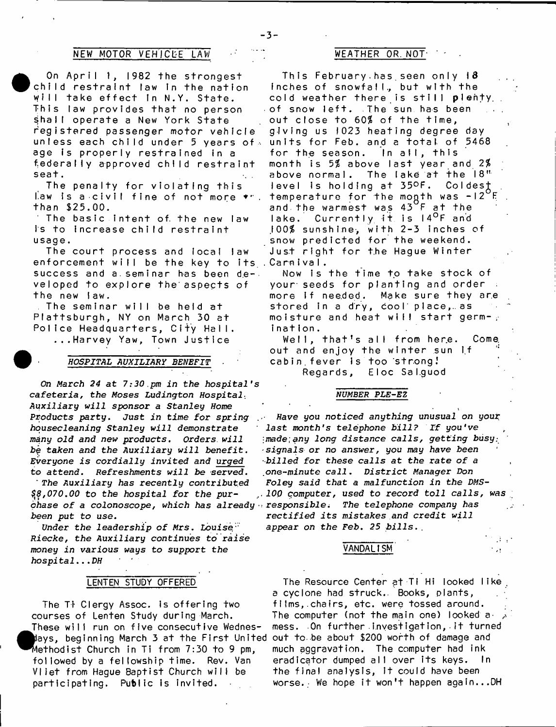## NEW MOTOR VEHICLE LAW

On April 1, 1982 the strongest child restraint law in the nation will take effect in N.Y. State. This law provides that no person shall operate a New York State registered passenger motor vehicle unless each child under 5 years of age is properly restrained in a federally approved child restraint seat.

The penalty for violating this law is a civil fine of not more than $25.00.

The basic intent of the new law is to increase child restraint usage.

The court process and local law enforcement will be the key to its success and a seminar has been developed to explore the aspects of the new law.

The seminar will be held at Plattsburgh, NY on March 30 at Police Headquarters, City Hall.

...Harvey Yaw, Town Justice

## *HOSPITAL AUXILIARY BENEFIT*

*On March 24 at 7:30 pm in the hospital's cafeteria, the Moses Ludington Hospital Auxiliary will sponsor a Stanley Home Products party. Just in time for spring housecleaning Stanley will demonstrate many old and new products. Orders will be taken and the Auxiliary will benefit. Everyone is cordially invited and urged to attend. Refreshments will be served.*

*The Auxiliary has recently contributed $8,070.00 to the hospital for the purchase of a colonoscope, which has already been put to use.*

*Under the leadership of Mrs. Louise Riecke, the Auxiliary continues to raise money in various ways to support the hospital...DH*

## LENTEN STUDY OFFERED

The Ti Clergy Assoc. is offering two courses of Lenten Study during March. These will run on five consecutive Wednesdays, beginning March 3 at the First United Methodist Church in Ti from 7:30 to 9 pm, followed by a fellowship time. Rev. Van Vliet from Hague Baptist Church will be participating. Public is invited.

## WEATHER OR NOT

This February has seen only 18 inches of snowfall, but with the cold weather there is still plenty of snow left. The sun has been out close to 60% of the time, giving us 1023 heating degree day units for Feb. and a total of 5468 for the season. In all, this month is 5% above last year and 2% above normal. The lake at the 18" level is holding at 35°F. Coldest temperature for the month was -12°F and the warmest was 43°F at the lake. Currently it is 14°F and 100% sunshine, with 2-3 inches of snow predicted for the weekend. Just right for the Hague Winter Carnival.

Now is the time to take stock of your seeds for planting and order more if needed. Make sure they are stored in a dry, cool place, as moisture and heat will start germination.

Well, that's all from here. Come out and enjoy the winter sun if cabin fever is too strong!

Regards, Eloc Salguod

## *NUMBER PLE-EZ*

*Have you noticed anything unusual on your last month's telephone bill? If you've made any long distance calls, getting busy signals or no answer, you may have been billed for these calls at the rate of a one-minute call. District Manager Don Foley said that a malfunction in the DMS-100 computer, used to record toll calls, was responsible. The telephone company has rectified its mistakes and credit will appear on the Feb. 25 bills.*

## VANDALISM

The Resource Center at Ti Hi looked like a cyclone had struck. Books, plants, films, chairs, etc. were tossed around. The computer (not the main one) looked a mess. On further investigation, it turned out to be about $200 worth of damage and much aggravation. The computer had ink eradicator dumped all over its keys. In the final analysis, it could have been worse. We hope it won't happen again...DH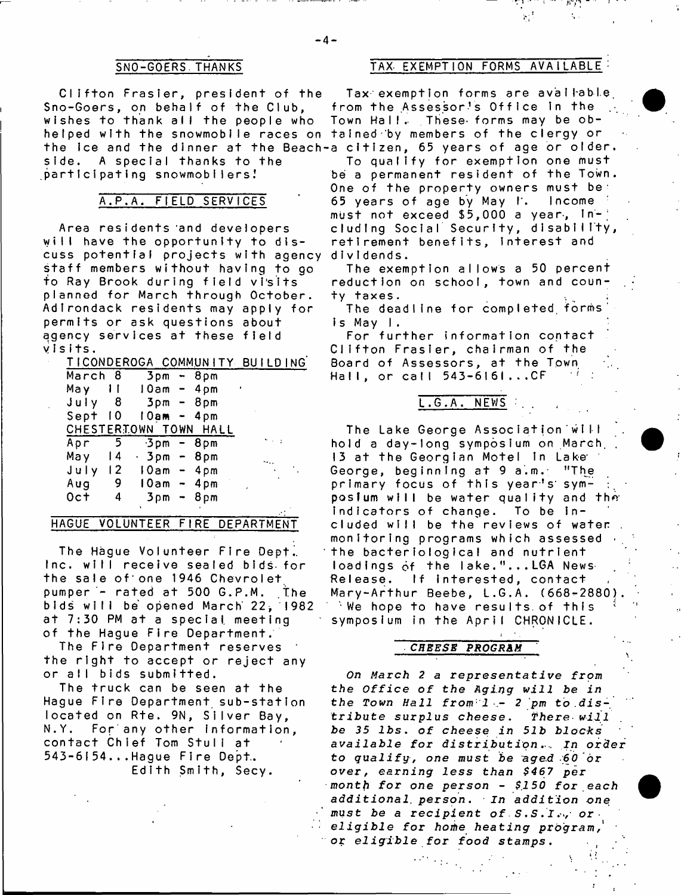## SNO-GOERS THANKS

Clifton Frasier, president of the Sno-Goers, on behalf of the Club, wishes to thank all the people who helped with the snowmobile races on the ice and the dinner at the Beachside. A special thanks to the participating snowmobilers!

## A.P.A. FIELD SERVICES

Area residents and developers will have the opportunity to discuss potential projects with agency staff members without having to go to Ray Brook during field visits planned for March through October. Adirondack residents may apply for permits or ask questions about agency services at these field visits.

TICONDEROGA COMMUNITY BUILDING

| | |
|---|---|
| March 8 | 3pm - 8pm |
| May 11 | 10am - 4pm |
| July 8 | 3pm - 8pm |
| Sept 10 | 10am - 4pm |

CHESTERTOWN TOWN HALL

| | |
|---|---|
| Apr 5 | 3pm - 8pm |
| May 14 | 3pm - 8pm |
| July 12 | 10am - 4pm |
| Aug 9 | 10am - 4pm |
| Oct 4 | 3pm - 8pm |

## HAGUE VOLUNTEER FIRE DEPARTMENT

The Hague Volunteer Fire Dept. Inc. will receive sealed bids for the sale of one 1946 Chevrolet pumper - rated at 500 G.P.M. The bids will be opened March 22, 1982 at 7:30 PM at a special meeting of the Hague Fire Department.

The Fire Department reserves the right to accept or reject any or all bids submitted.

The truck can be seen at the Hague Fire Department sub-station located on Rte. 9N, Silver Bay, N.Y. For any other information, contact Chief Tom Stull at 543-6154...Hague Fire Dept.
Edith Smith, Secy.

## TAX EXEMPTION FORMS AVAILABLE

Tax exemption forms are available from the Assessor's Office in the Town Hall. These forms may be obtained by members of the clergy or a citizen, 65 years of age or older.

To qualify for exemption one must be a permanent resident of the Town. One of the property owners must be 65 years of age by May 1. Income must not exceed $5,000 a year, including Social Security, disability, retirement benefits, interest and dividends.

The exemption allows a 50 percent reduction on school, town and county taxes.

The deadline for completed forms is May 1.

For further information contact Clifton Frasier, chairman of the Board of Assessors, at the Town Hall, or call 543-6161...CF

## L.G.A. NEWS

The Lake George Association will hold a day-long symposium on March 13 at the Georgian Motel in Lake George, beginning at 9 a.m. "The primary focus of this year's symposium will be water quality and the indicators of change. To be included will be the reviews of water monitoring programs which assessed the bacteriological and nutrient loadings of the lake."...LGA News Release. If interested, contact Mary-Arthur Beebe, L.G.A. (668-2880). We hope to have results of this symposium in the April CHRONICLE.

## *CHEESE PROGRAM*

*On March 2 a representative from the Office of the Aging will be in the Town Hall from 1 - 2 pm to distribute surplus cheese. There will be 35 lbs. of cheese in 5lb blocks available for distribution. In order to qualify, one must be aged 60 or over, earning less than $467 per month for one person - $150 for each additional person. In addition one must be a recipient of S.S.I., or eligible for home heating program, or eligible for food stamps.*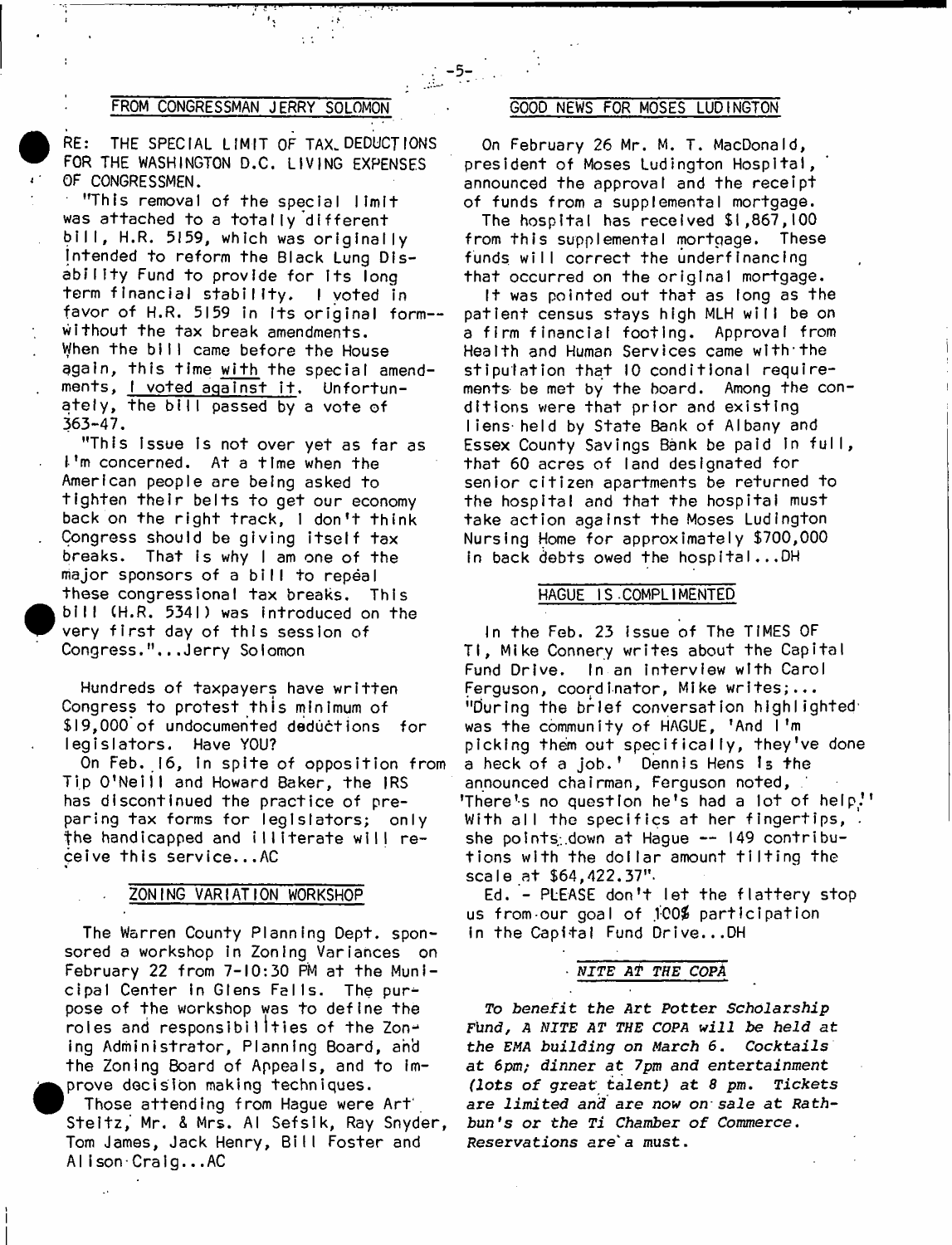## FROM CONGRESSMAN JERRY SOLOMON

RE: THE SPECIAL LIMIT OF TAX DEDUCTIONS FOR THE WASHINGTON D.C. LIVING EXPENSES OF CONGRESSMEN.

"This removal of the special limit was attached to a totally different bill, H.R. 5159, which was originally intended to reform the Black Lung Disability Fund to provide for its long term financial stability. I voted in favor of H.R. 5159 in its original form--without the tax break amendments. When the bill came before the House again, this time with the special amendments, I voted against it. Unfortunately, the bill passed by a vote of 363-47.

"This issue is not over yet as far as I'm concerned. At a time when the American people are being asked to tighten their belts to get our economy back on the right track, I don't think Congress should be giving itself tax breaks. That is why I am one of the major sponsors of a bill to repeal these congressional tax breaks. This bill (H.R. 5341) was introduced on the very first day of this session of Congress."...Jerry Solomon

Hundreds of taxpayers have written Congress to protest this minimum of $19,000 of undocumented deductions for legislators. Have YOU?

On Feb. 16, in spite of opposition from Tip O'Neill and Howard Baker, the IRS has discontinued the practice of preparing tax forms for legislators; only the handicapped and illiterate will receive this service...AC

## ZONING VARIATION WORKSHOP

The Warren County Planning Dept. sponsored a workshop in Zoning Variances on February 22 from 7-10:30 PM at the Municipal Center in Glens Falls. The purpose of the workshop was to define the roles and responsibilities of the Zoning Administrator, Planning Board, and the Zoning Board of Appeals, and to improve decision making techniques.

Those attending from Hague were Art Steitz, Mr. & Mrs. Al Sefsik, Ray Snyder, Tom James, Jack Henry, Bill Foster and Alison Craig...AC

## GOOD NEWS FOR MOSES LUDINGTON

On February 26 Mr. M. T. MacDonald, president of Moses Ludington Hospital, announced the approval and the receipt of funds from a supplemental mortgage.

The hospital has received $1,867,100 from this supplemental mortgage. These funds will correct the underfinancing that occurred on the original mortgage.

It was pointed out that as long as the patient census stays high MLH will be on a firm financial footing. Approval from Health and Human Services came with the stipulation that 10 conditional requirements be met by the board. Among the conditions were that prior and existing liens held by State Bank of Albany and Essex County Savings Bank be paid in full, that 60 acres of land designated for senior citizen apartments be returned to the hospital and that the hospital must take action against the Moses Ludington Nursing Home for approximately $700,000 in back debts owed the hospital...DH

## HAGUE IS COMPLIMENTED

In the Feb. 23 issue of The TIMES OF TI, Mike Connery writes about the Capital Fund Drive. In an interview with Carol Ferguson, coordinator, Mike writes;... "During the brief conversation highlighted was the community of HAGUE, 'And I'm picking them out specifically, they've done a heck of a job.' Dennis Hens is the announced chairman, Ferguson noted, 'There's no question he's had a lot of help.' With all the specifics at her fingertips, she points down at Hague -- 149 contributions with the dollar amount tilting the scale at $64,422.37".

Ed. - PLEASE don't let the flattery stop us from our goal of 100% participation in the Capital Fund Drive...DH

## *NITE AT THE COPA*

*To benefit the Art Potter Scholarship Fund, A NITE AT THE COPA will be held at the EMA building on March 6. Cocktails at 6pm; dinner at 7pm and entertainment (lots of great talent) at 8 pm. Tickets are limited and are now on sale at Rathbun's or the Ti Chamber of Commerce. Reservations are a must.*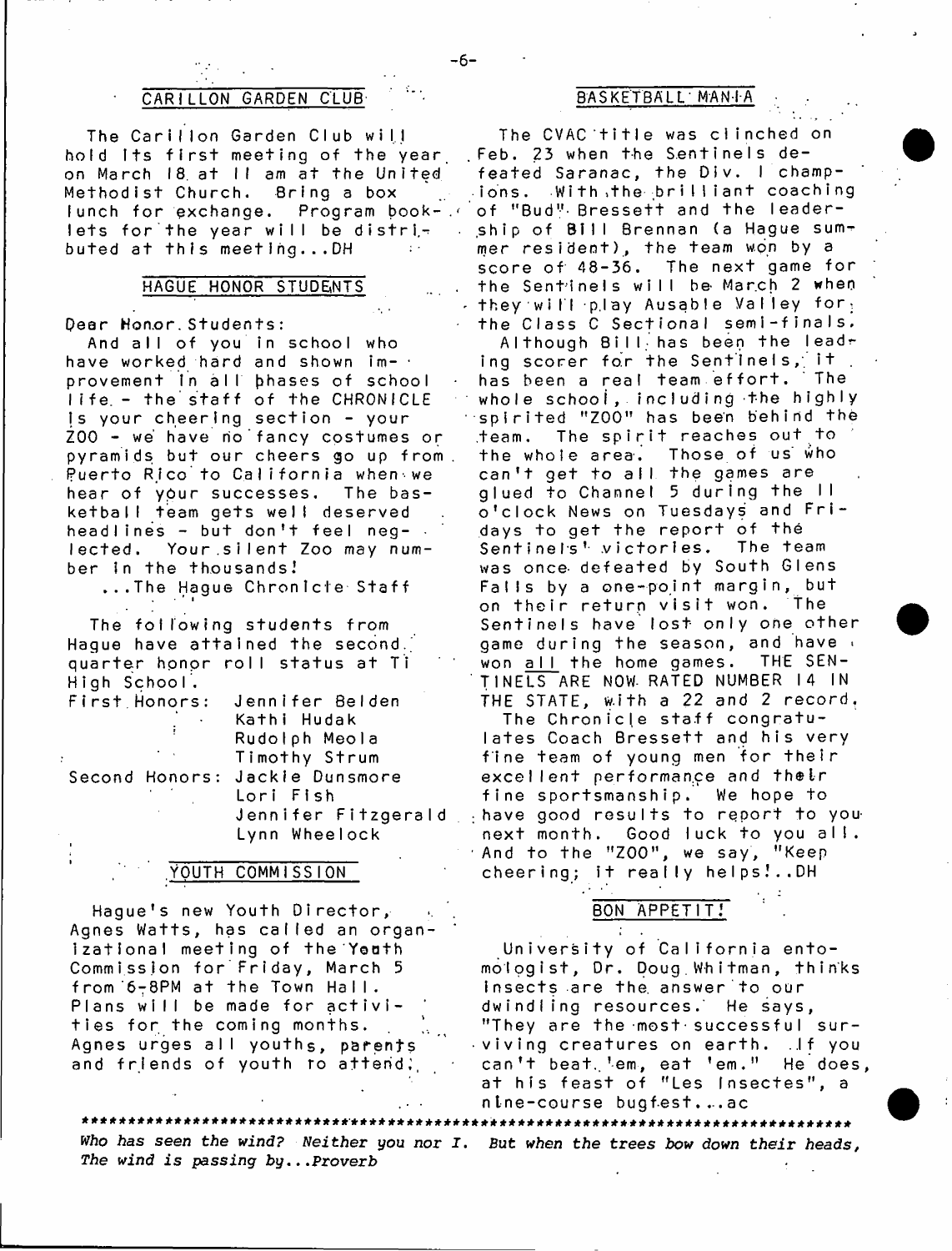## CARILLON GARDEN CLUB

The Carillon Garden Club will hold its first meeting of the year on March 18 at 11 am at the United Methodist Church. Bring a box lunch for exchange. Program booklets for the year will be distributed at this meeting...DH

## HAGUE HONOR STUDENTS

Dear Honor Students:

And all of you in school who have worked hard and shown improvement in all phases of school life - the staff of the CHRONICLE is your cheering section - your ZOO - we have no fancy costumes or pyramids but our cheers go up from Puerto Rico to California when we hear of your successes. The basketball team gets well deserved headlines - but don't feel neglected. Your silent Zoo may number in the thousands!

...The Hague Chronicle Staff

The following students from Hague have attained the second quarter honor roll status at Ti High School.

First Honors: Jennifer Belden
Kathi Hudak
Rudolph Meola
Timothy Strum

Second Honors: Jackie Dunsmore
Lori Fish
Jennifer Fitzgerald
Lynn Wheelock

## YOUTH COMMISSION

Hague's new Youth Director, Agnes Watts, has called an organizational meeting of the Youth Commission for Friday, March 5 from 6-8PM at the Town Hall. Plans will be made for activities for the coming months. Agnes urges all youths, parents and friends of youth to attend.

## BASKETBALL MANIA

The CVAC title was clinched on Feb. 23 when the Sentinels defeated Saranac, the Div. I champions. With the brilliant coaching of "Bud" Bressett and the leadership of Bill Brennan (a Hague summer resident), the team won by a score of 48-36. The next game for the Sentinels will be March 2 when they will play Ausable Valley for the Class C Sectional semi-finals.

Although Bill has been the leading scorer for the Sentinels, it has been a real team effort. The whole school, including the highly spirited "ZOO" has been behind the team. The spirit reaches out to the whole area. Those of us who can't get to all the games are glued to Channel 5 during the 11 o'clock News on Tuesdays and Fridays to get the report of the Sentinels' victories. The team was once defeated by South Glens Falls by a one-point margin, but on their return visit won. The Sentinels have lost only one other game during the season, and have won all the home games. THE SENTINELS ARE NOW RATED NUMBER 14 IN THE STATE, with a 22 and 2 record.

The Chronicle staff congratulates Coach Bressett and his very fine team of young men for their excellent performance and their fine sportsmanship. We hope to have good results to report to you next month. Good luck to you all. And to the "ZOO", we say, "Keep cheering; it really helps!..DH

## BON APPETIT!

University of California entomologist, Dr. Doug Whitman, thinks insects are the answer to our dwindling resources. He says, "They are the most successful surviving creatures on earth. If you can't beat 'em, eat 'em." He does, at his feast of "Les Insectes", a nine-course bugfest...ac

***

*Who has seen the wind? Neither you nor I. But when the trees bow down their heads, The wind is passing by...Proverb*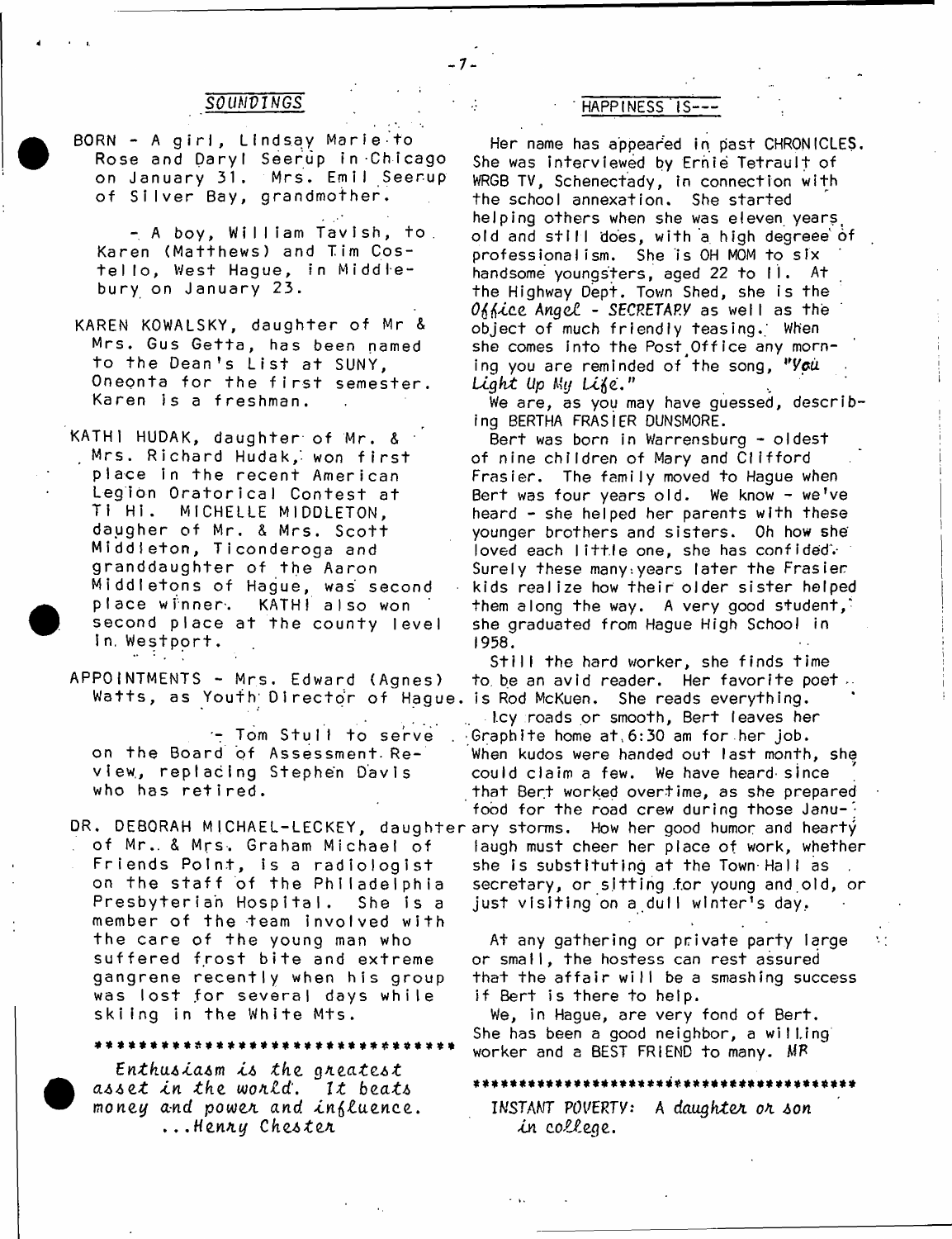## SOUNDINGS

BORN - A girl, Lindsay Marie to Rose and Daryl Seerup in Chicago on January 31. Mrs. Emil Seerup of Silver Bay, grandmother.

- A boy, William Tavish, to Karen (Matthews) and Tim Costello, West Hague, in Middlebury on January 23.

KAREN KOWALSKY, daughter of Mr & Mrs. Gus Getta, has been named to the Dean's List at SUNY, Oneonta for the first semester. Karen is a freshman.

KATHI HUDAK, daughter of Mr. & Mrs. Richard Hudak, won first place in the recent American Legion Oratorical Contest at Ti Hi. MICHELLE MIDDLETON, daugher of Mr. & Mrs. Scott Middleton, Ticonderoga and granddaughter of the Aaron Middletons of Hague, was second place winner. KATHI also won second place at the county level in Westport.

APPOINTMENTS - Mrs. Edward (Agnes) Watts, as Youth Director of Hague.

- Tom Stull to serve on the Board of Assessment Review, replacing Stephen Davis who has retired.

DR. DEBORAH MICHAEL-LECKEY, daughter of Mr. & Mrs. Graham Michael of Friends Point, is a radiologist on the staff of the Philadelphia Presbyterian Hospital. She is a member of the team involved with the care of the young man who suffered frost bite and extreme gangrene recently when his group was lost for several days while skiing in the White Mts.

*********************************

*Enthusiasm is the greatest asset in the world. It beats money and power and influence.*
*...Henry Chester*

## HAPPINESS IS---

Her name has appeared in past CHRONICLES. She was interviewed by Ernie Tetrault of WRGB TV, Schenectady, in connection with the school annexation. She started helping others when she was eleven years old and still does, with a high degreee of professionalism. She is OH MOM to six handsome youngsters, aged 22 to 11. At the Highway Dept. Town Shed, she is the *Office Angel* - *SECRETARY* as well as the object of much friendly teasing. When she comes into the Post Office any morning you are reminded of the song, *"You Light Up My Life."*

We are, as you may have guessed, describing BERTHA FRASIER DUNSMORE.

Bert was born in Warrensburg - oldest of nine children of Mary and Clifford Frasier. The family moved to Hague when Bert was four years old. We know - we've heard - she helped her parents with these younger brothers and sisters. Oh how she loved each little one, she has confided. Surely these many years later the Frasier kids realize how their older sister helped them along the way. A very good student, she graduated from Hague High School in 1958.

Still the hard worker, she finds time to be an avid reader. Her favorite poet is Rod McKuen. She reads everything.

Icy roads or smooth, Bert leaves her Graphite home at 6:30 am for her job. When kudos were handed out last month, she could claim a few. We have heard since that Bert worked overtime, as she prepared food for the road crew during those January storms. How her good humor and hearty laugh must cheer her place of work, whether she is substituting at the Town Hall as secretary, or sitting for young and old, or just visiting on a dull winter's day.

At any gathering or private party large or small, the hostess can rest assured that the affair will be a smashing success if Bert is there to help.

We, in Hague, are very fond of Bert. She has been a good neighbor, a willing worker and a BEST FRIEND to many. MR

*******************************************

*INSTANT POVERTY: A daughter or son in college.*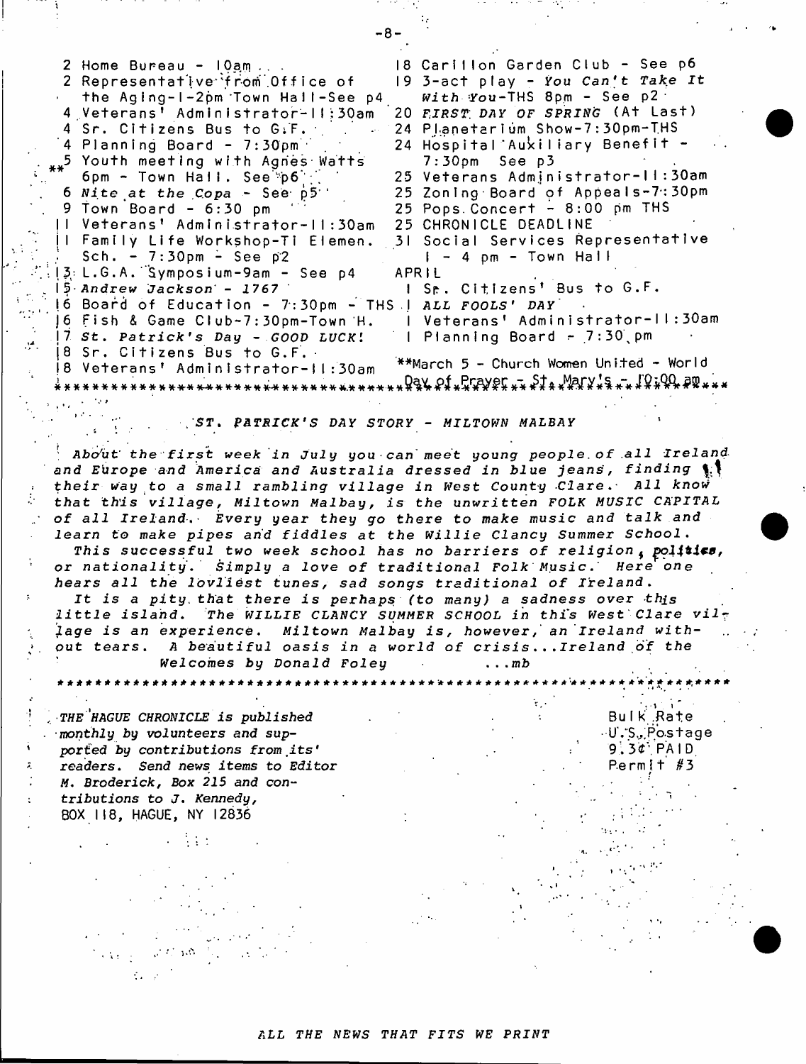2 Home Bureau - 10am

2 Representative from Office of the Aging-1-2pm Town Hall-See p4

4 Veterans' Administrator-11:30am

4 Sr. Citizens Bus to G.F.

4 Planning Board - 7:30pm

**5 Youth meeting with Agnes Watts 6pm - Town Hall. See p6

6 *Nite at the Copa* - See p5

9 Town Board - 6:30 pm

11 Veterans' Administrator-11:30am

11 Family Life Workshop-Ti Elemen. Sch. - 7:30pm - See p2

13 L.G.A. Symposium-9am - See p4

15 *Andrew Jackson - 1767*

16 Board of Education - 7:30pm - THS

16 Fish & Game Club-7:30pm-Town H.

17 *St. Patrick's Day - GOOD LUCK!*

18 Sr. Citizens Bus to G.F.

18 Veterans' Administrator-11:30am

18 Carillon Garden Club - See p6

19 3-act play - *You Can't Take It With You*-THS 8pm - See p2

20 *FIRST DAY OF SPRING* (At Last)

24 Planetarium Show-7:30pm-THS

24 Hospital Auxiliary Benefit - 7:30pm See p3

25 Veterans Administrator-11:30am

25 Zoning Board of Appeals-7:30pm

25 Pops Concert - 8:00 pm THS

25 CHRONICLE DEADLINE

31 Social Services Representative 1 - 4 pm - Town Hall

APRIL

1 Sr. Citizens' Bus to G.F.

1 *ALL FOOLS' DAY*

1 Veterans' Administrator-11:30am

1 Planning Board - 7:30 pm

**March 5 - Church Women United - World Day of Prayer - St. Mary's - 10:00 am

***

## *ST. PATRICK'S DAY STORY - MILTOWN MALBAY*

*About the first week in July you can meet young people of all Ireland and Europe and America and Australia dressed in blue jeans, finding their way to a small rambling village in West County Clare. All know that this village, Miltown Malbay, is the unwritten FOLK MUSIC CAPITAL of all Ireland. Every year they go there to make music and talk and learn to make pipes and fiddles at the Willie Clancy Summer School.*

*This successful two week school has no barriers of religion, politics, or nationality. Simply a love of traditional Folk Music. Here one hears all the lovliest tunes, sad songs traditional of Ireland.*

*It is a pity that there is perhaps (to many) a sadness over this little island. The WILLIE CLANCY SUMMER SCHOOL in this West Clare village is an experience. Miltown Malbay is, however, an Ireland without tears. A beautiful oasis in a world of crisis...Ireland of the Welcomes by Donald Foley ...mb*

***

*THE HAGUE CHRONICLE is published monthly by volunteers and supported by contributions from its' readers. Send news items to Editor M. Broderick, Box 215 and contributions to J. Kennedy,* BOX 118, HAGUE, NY 12836

Bulk Rate
U.S. Postage
9.3¢ PAID
Permit #3

*ALL THE NEWS THAT FITS WE PRINT*